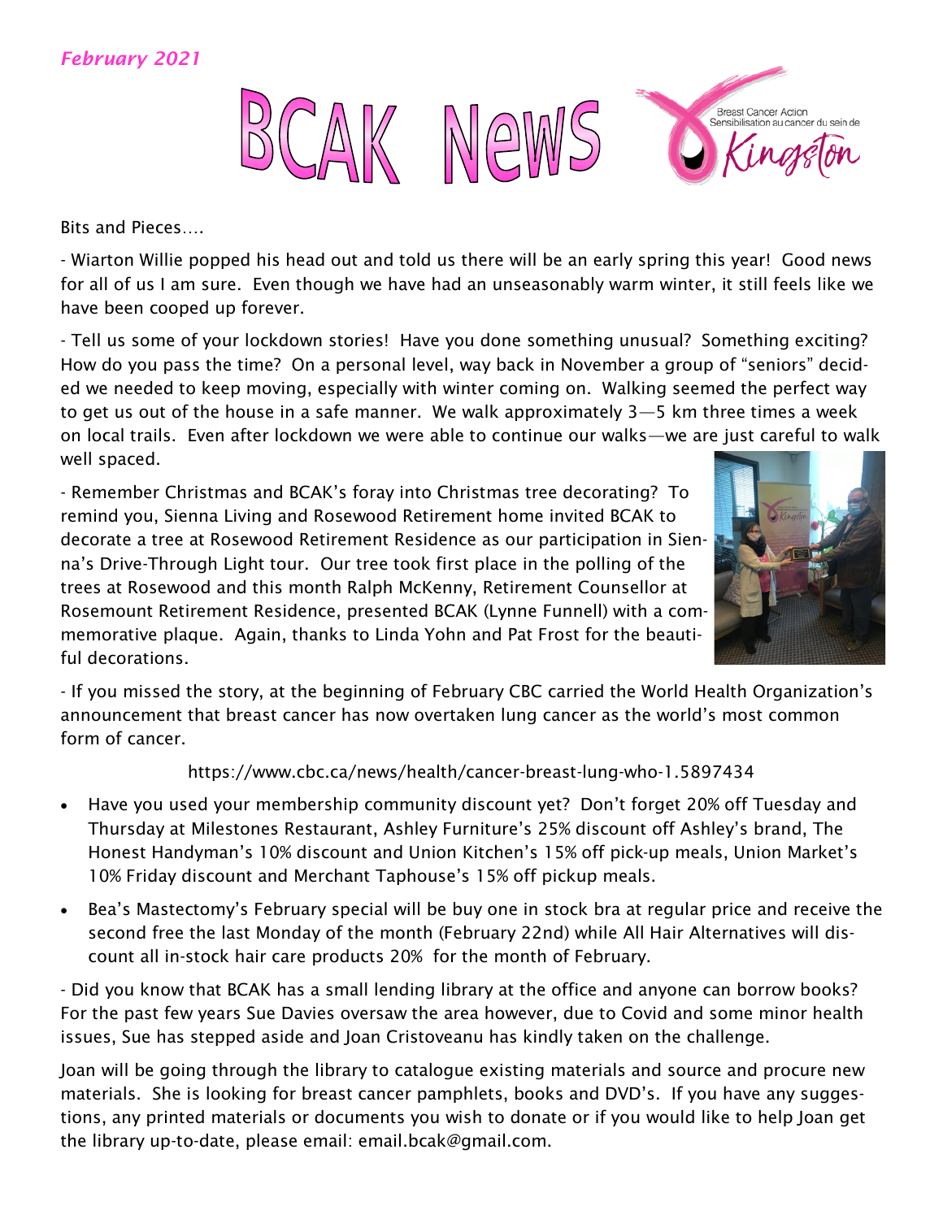*February 2021*

# BCAK News

Breast Cancer Action
Sensibilisation au cancer du sein de
Kingston

Bits and Pieces….

- Wiarton Willie popped his head out and told us there will be an early spring this year! Good news for all of us I am sure. Even though we have had an unseasonably warm winter, it still feels like we have been cooped up forever.

- Tell us some of your lockdown stories! Have you done something unusual? Something exciting? How do you pass the time? On a personal level, way back in November a group of "seniors" decided we needed to keep moving, especially with winter coming on. Walking seemed the perfect way to get us out of the house in a safe manner. We walk approximately 3—5 km three times a week on local trails. Even after lockdown we were able to continue our walks—we are just careful to walk well spaced.

- Remember Christmas and BCAK's foray into Christmas tree decorating? To remind you, Sienna Living and Rosewood Retirement home invited BCAK to decorate a tree at Rosewood Retirement Residence as our participation in Sienna's Drive-Through Light tour. Our tree took first place in the polling of the trees at Rosewood and this month Ralph McKenny, Retirement Counsellor at Rosemount Retirement Residence, presented BCAK (Lynne Funnell) with a commemorative plaque. Again, thanks to Linda Yohn and Pat Frost for the beautiful decorations.

- If you missed the story, at the beginning of February CBC carried the World Health Organization's announcement that breast cancer has now overtaken lung cancer as the world's most common form of cancer.

https://www.cbc.ca/news/health/cancer-breast-lung-who-1.5897434

- Have you used your membership community discount yet? Don't forget 20% off Tuesday and Thursday at Milestones Restaurant, Ashley Furniture's 25% discount off Ashley's brand, The Honest Handyman's 10% discount and Union Kitchen's 15% off pick-up meals, Union Market's 10% Friday discount and Merchant Taphouse's 15% off pickup meals.
- Bea's Mastectomy's February special will be buy one in stock bra at regular price and receive the second free the last Monday of the month (February 22nd) while All Hair Alternatives will discount all in-stock hair care products 20% for the month of February.

- Did you know that BCAK has a small lending library at the office and anyone can borrow books? For the past few years Sue Davies oversaw the area however, due to Covid and some minor health issues, Sue has stepped aside and Joan Cristoveanu has kindly taken on the challenge.

Joan will be going through the library to catalogue existing materials and source and procure new materials. She is looking for breast cancer pamphlets, books and DVD's. If you have any suggestions, any printed materials or documents you wish to donate or if you would like to help Joan get the library up-to-date, please email: email.bcak@gmail.com.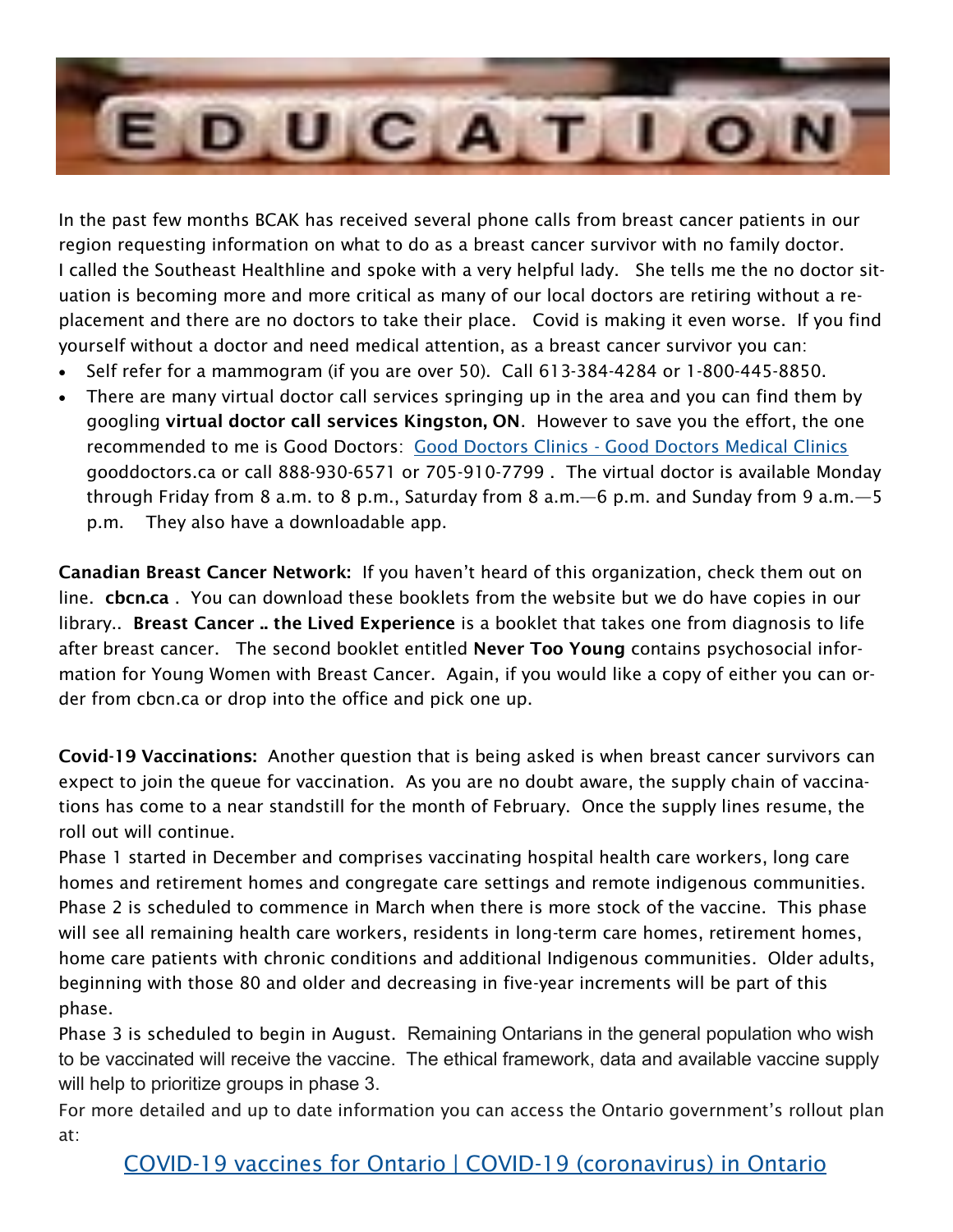# EDUCATION

In the past few months BCAK has received several phone calls from breast cancer patients in our region requesting information on what to do as a breast cancer survivor with no family doctor. I called the Southeast Healthline and spoke with a very helpful lady. She tells me the no doctor situation is becoming more and more critical as many of our local doctors are retiring without a replacement and there are no doctors to take their place. Covid is making it even worse. If you find yourself without a doctor and need medical attention, as a breast cancer survivor you can:

- Self refer for a mammogram (if you are over 50). Call 613-384-4284 or 1-800-445-8850.
- There are many virtual doctor call services springing up in the area and you can find them by googling **virtual doctor call services Kingston, ON**. However to save you the effort, the one recommended to me is Good Doctors: Good Doctors Clinics - Good Doctors Medical Clinics gooddoctors.ca or call 888-930-6571 or 705-910-7799 . The virtual doctor is available Monday through Friday from 8 a.m. to 8 p.m., Saturday from 8 a.m.—6 p.m. and Sunday from 9 a.m.—5 p.m. They also have a downloadable app.

**Canadian Breast Cancer Network:** If you haven't heard of this organization, check them out on line. **cbcn.ca** . You can download these booklets from the website but we do have copies in our library.. **Breast Cancer .. the Lived Experience** is a booklet that takes one from diagnosis to life after breast cancer. The second booklet entitled **Never Too Young** contains psychosocial information for Young Women with Breast Cancer. Again, if you would like a copy of either you can order from cbcn.ca or drop into the office and pick one up.

**Covid-19 Vaccinations:** Another question that is being asked is when breast cancer survivors can expect to join the queue for vaccination. As you are no doubt aware, the supply chain of vaccinations has come to a near standstill for the month of February. Once the supply lines resume, the roll out will continue.

Phase 1 started in December and comprises vaccinating hospital health care workers, long care homes and retirement homes and congregate care settings and remote indigenous communities.

Phase 2 is scheduled to commence in March when there is more stock of the vaccine. This phase will see all remaining health care workers, residents in long-term care homes, retirement homes, home care patients with chronic conditions and additional Indigenous communities. Older adults, beginning with those 80 and older and decreasing in five-year increments will be part of this phase.

Phase 3 is scheduled to begin in August. Remaining Ontarians in the general population who wish to be vaccinated will receive the vaccine. The ethical framework, data and available vaccine supply will help to prioritize groups in phase 3.

For more detailed and up to date information you can access the Ontario government's rollout plan at:

COVID-19 vaccines for Ontario | COVID-19 (coronavirus) in Ontario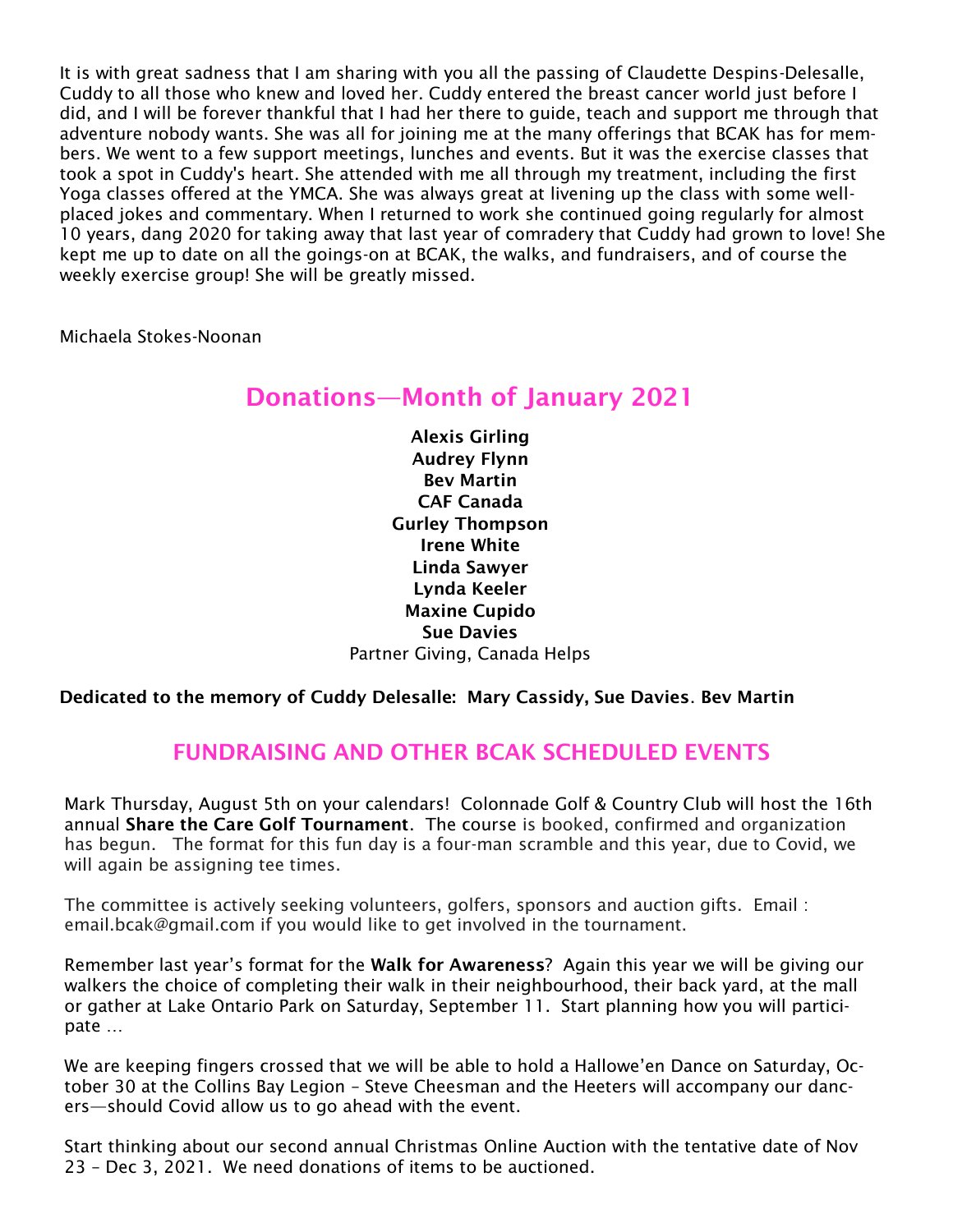It is with great sadness that I am sharing with you all the passing of Claudette Despins-Delesalle, Cuddy to all those who knew and loved her. Cuddy entered the breast cancer world just before I did, and I will be forever thankful that I had her there to guide, teach and support me through that adventure nobody wants. She was all for joining me at the many offerings that BCAK has for members. We went to a few support meetings, lunches and events. But it was the exercise classes that took a spot in Cuddy's heart. She attended with me all through my treatment, including the first Yoga classes offered at the YMCA. She was always great at livening up the class with some well-placed jokes and commentary. When I returned to work she continued going regularly for almost 10 years, dang 2020 for taking away that last year of comradery that Cuddy had grown to love! She kept me up to date on all the goings-on at BCAK, the walks, and fundraisers, and of course the weekly exercise group! She will be greatly missed.

Michaela Stokes-Noonan

## Donations—Month of January 2021

**Alexis Girling**
**Audrey Flynn**
**Bev Martin**
**CAF Canada**
**Gurley Thompson**
**Irene White**
**Linda Sawyer**
**Lynda Keeler**
**Maxine Cupido**
**Sue Davies**
Partner Giving, Canada Helps

**Dedicated to the memory of Cuddy Delesalle: Mary Cassidy, Sue Davies. Bev Martin**

## FUNDRAISING AND OTHER BCAK SCHEDULED EVENTS

Mark Thursday, August 5th on your calendars! Colonnade Golf & Country Club will host the 16th annual **Share the Care Golf Tournament**. The course is booked, confirmed and organization has begun. The format for this fun day is a four-man scramble and this year, due to Covid, we will again be assigning tee times.

The committee is actively seeking volunteers, golfers, sponsors and auction gifts. Email : email.bcak@gmail.com if you would like to get involved in the tournament.

Remember last year's format for the **Walk for Awareness**? Again this year we will be giving our walkers the choice of completing their walk in their neighbourhood, their back yard, at the mall or gather at Lake Ontario Park on Saturday, September 11. Start planning how you will participate …

We are keeping fingers crossed that we will be able to hold a Hallowe'en Dance on Saturday, October 30 at the Collins Bay Legion – Steve Cheesman and the Heeters will accompany our dancers—should Covid allow us to go ahead with the event.

Start thinking about our second annual Christmas Online Auction with the tentative date of Nov 23 – Dec 3, 2021. We need donations of items to be auctioned.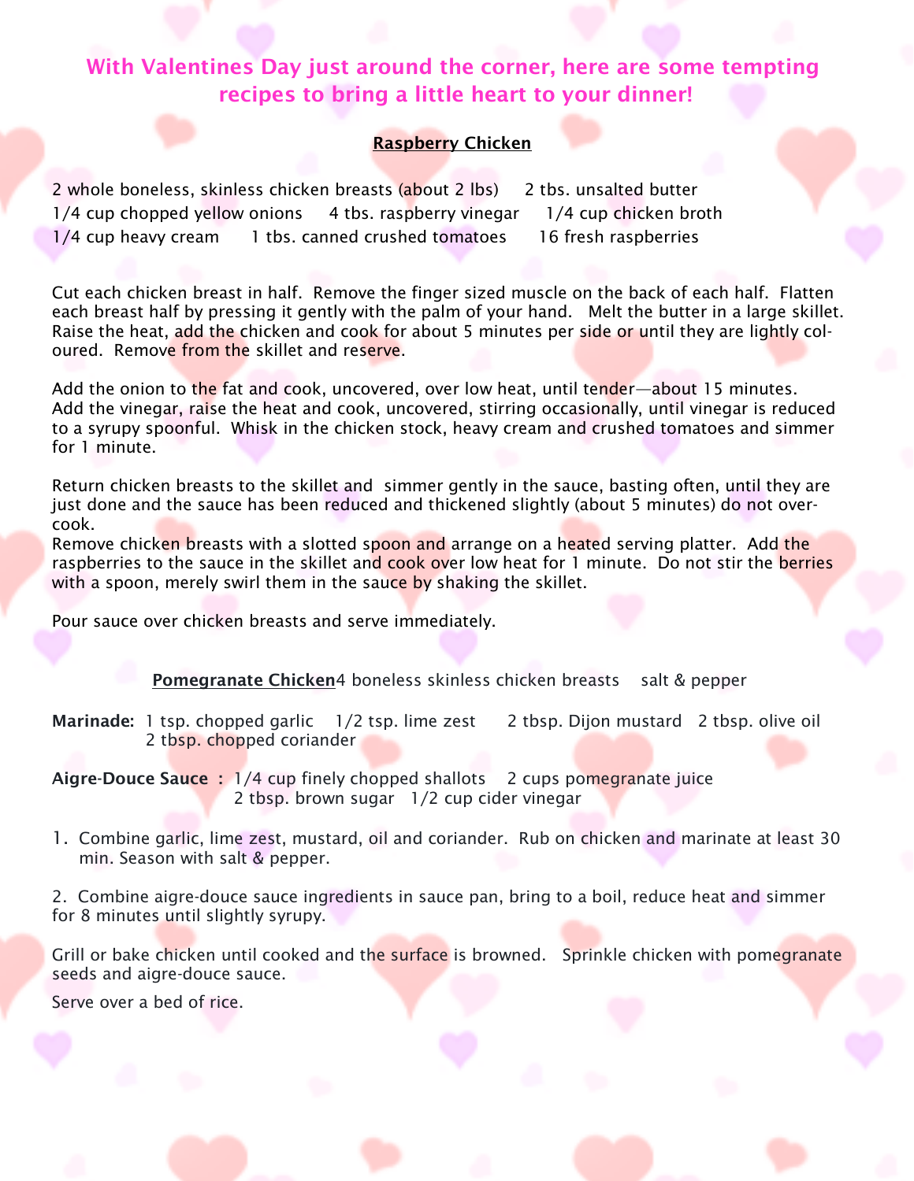## With Valentines Day just around the corner, here are some tempting recipes to bring a little heart to your dinner!

### Raspberry Chicken

2 whole boneless, skinless chicken breasts (about 2 lbs)     2 tbs. unsalted butter
1/4 cup chopped yellow onions     4 tbs. raspberry vinegar     1/4 cup chicken broth
1/4 cup heavy cream     1 tbs. canned crushed tomatoes     16 fresh raspberries

Cut each chicken breast in half. Remove the finger sized muscle on the back of each half. Flatten each breast half by pressing it gently with the palm of your hand. Melt the butter in a large skillet. Raise the heat, add the chicken and cook for about 5 minutes per side or until they are lightly coloured. Remove from the skillet and reserve.

Add the onion to the fat and cook, uncovered, over low heat, until tender—about 15 minutes. Add the vinegar, raise the heat and cook, uncovered, stirring occasionally, until vinegar is reduced to a syrupy spoonful. Whisk in the chicken stock, heavy cream and crushed tomatoes and simmer for 1 minute.

Return chicken breasts to the skillet and simmer gently in the sauce, basting often, until they are just done and the sauce has been reduced and thickened slightly (about 5 minutes) do not overcook.
Remove chicken breasts with a slotted spoon and arrange on a heated serving platter. Add the raspberries to the sauce in the skillet and cook over low heat for 1 minute. Do not stir the berries with a spoon, merely swirl them in the sauce by shaking the skillet.

Pour sauce over chicken breasts and serve immediately.

### Pomegranate Chicken

4 boneless skinless chicken breasts     salt & pepper

**Marinade:** 1 tsp. chopped garlic     1/2 tsp. lime zest     2 tbsp. Dijon mustard     2 tbsp. olive oil
2 tbsp. chopped coriander

**Aigre-Douce Sauce :** 1/4 cup finely chopped shallots     2 cups pomegranate juice
2 tbsp. brown sugar     1/2 cup cider vinegar

1. Combine garlic, lime zest, mustard, oil and coriander. Rub on chicken and marinate at least 30 min. Season with salt & pepper.

2. Combine aigre-douce sauce ingredients in sauce pan, bring to a boil, reduce heat and simmer for 8 minutes until slightly syrupy.

Grill or bake chicken until cooked and the surface is browned. Sprinkle chicken with pomegranate seeds and aigre-douce sauce.

Serve over a bed of rice.